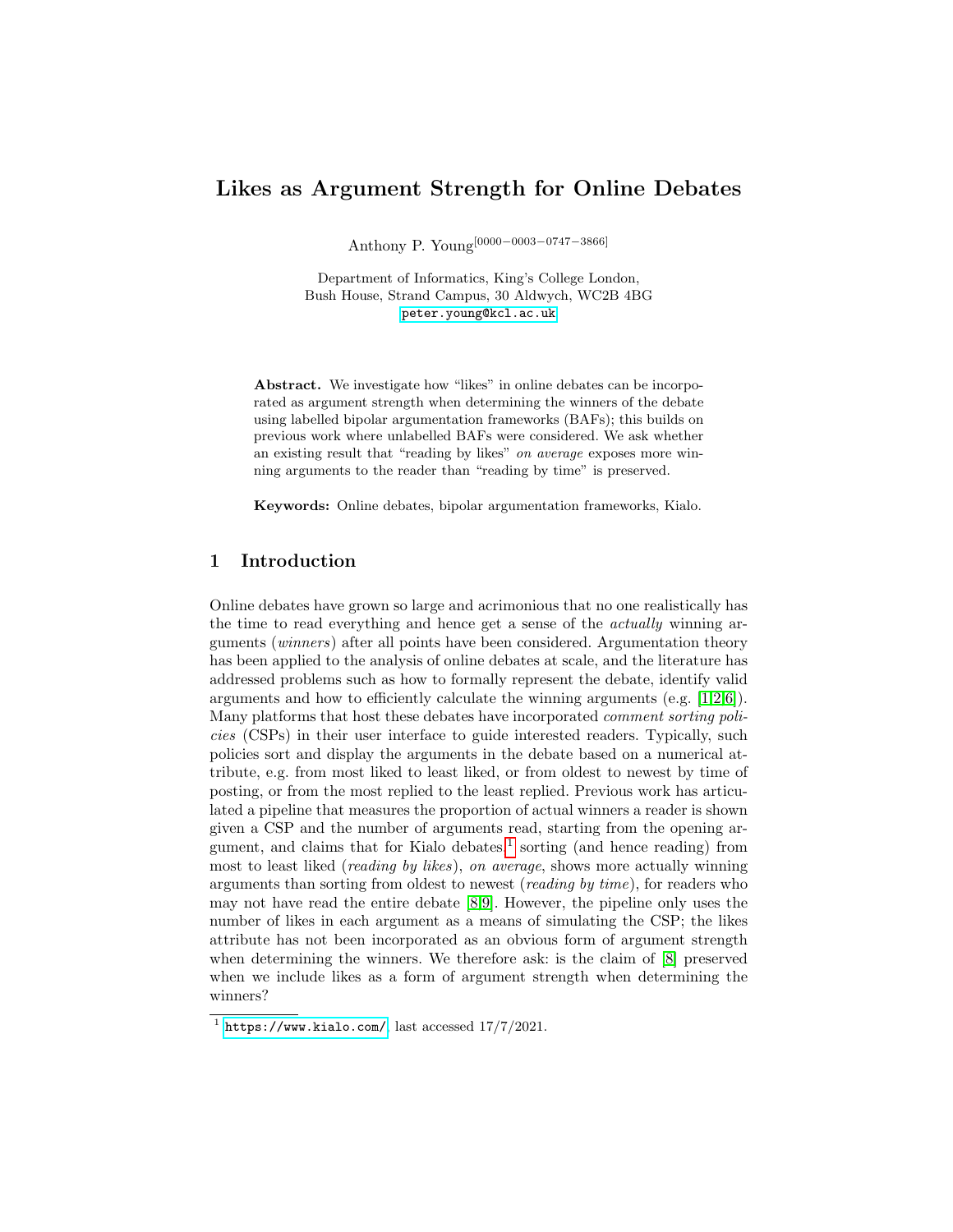# Likes as Argument Strength for Online Debates

Anthony P. Young[0000−0003−0747−3866]

Department of Informatics, King's College London,
Bush House, Strand Campus, 30 Aldwych, WC2B 4BG
peter.young@kcl.ac.uk

**Abstract.** We investigate how "likes" in online debates can be incorporated as argument strength when determining the winners of the debate using labelled bipolar argumentation frameworks (BAFs); this builds on previous work where unlabelled BAFs were considered. We ask whether an existing result that "reading by likes" *on average* exposes more winning arguments to the reader than "reading by time" is preserved.

**Keywords:** Online debates, bipolar argumentation frameworks, Kialo.

## 1 Introduction

Online debates have grown so large and acrimonious that no one realistically has the time to read everything and hence get a sense of the *actually* winning arguments (*winners*) after all points have been considered. Argumentation theory has been applied to the analysis of online debates at scale, and the literature has addressed problems such as how to formally represent the debate, identify valid arguments and how to efficiently calculate the winning arguments (e.g. [1,2,6]). Many platforms that host these debates have incorporated *comment sorting policies* (CSPs) in their user interface to guide interested readers. Typically, such policies sort and display the arguments in the debate based on a numerical attribute, e.g. from most liked to least liked, or from oldest to newest by time of posting, or from the most replied to the least replied. Previous work has articulated a pipeline that measures the proportion of actual winners a reader is shown given a CSP and the number of arguments read, starting from the opening argument, and claims that for Kialo debates[1] sorting (and hence reading) from most to least liked (*reading by likes*), *on average*, shows more actually winning arguments than sorting from oldest to newest (*reading by time*), for readers who may not have read the entire debate [8,9]. However, the pipeline only uses the number of likes in each argument as a means of simulating the CSP; the likes attribute has not been incorporated as an obvious form of argument strength when determining the winners. We therefore ask: is the claim of [8] preserved when we include likes as a form of argument strength when determining the winners?

[1] https://www.kialo.com/, last accessed 17/7/2021.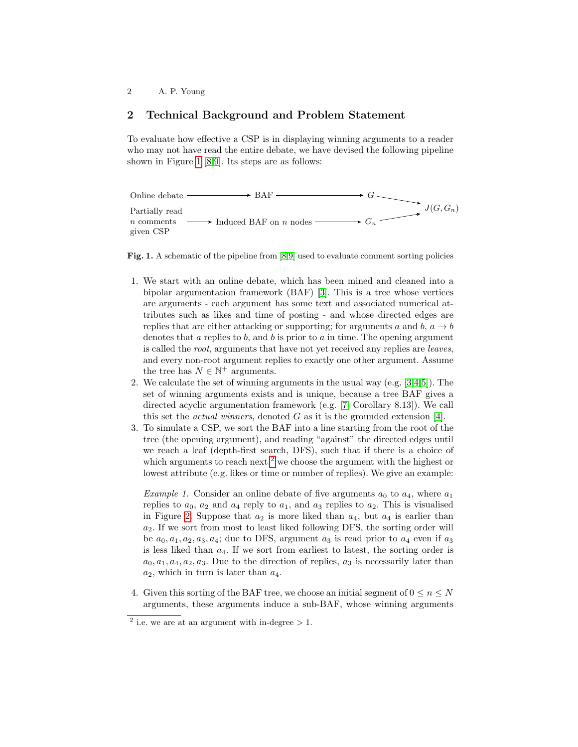## 2 Technical Background and Problem Statement

To evaluate how effective a CSP is in displaying winning arguments to a reader who may not have read the entire debate, we have devised the following pipeline shown in Figure 1 [8,9]. Its steps are as follows:

```
Online debate ──────────► BAF ──────────────────► G ──┐
                                                       ├──► J(G, G_n)
Partially read                                         │
n comments   ──────► Induced BAF on n nodes ──► G_n ──┘
given CSP
```

**Fig. 1.** A schematic of the pipeline from [8,9] used to evaluate comment sorting policies

1. We start with an online debate, which has been mined and cleaned into a bipolar argumentation framework (BAF) [3]. This is a tree whose vertices are arguments - each argument has some text and associated numerical attributes such as likes and time of posting - and whose directed edges are replies that are either attacking or supporting; for arguments $a$ and $b$, $a \to b$ denotes that $a$ replies to $b$, and $b$ is prior to $a$ in time. The opening argument is called the *root*, arguments that have not yet received any replies are *leaves*, and every non-root argument replies to exactly one other argument. Assume the tree has $N \in \mathbb{N}^+$ arguments.
2. We calculate the set of winning arguments in the usual way (e.g. [3,4,5]). The set of winning arguments exists and is unique, because a tree BAF gives a directed acyclic argumentation framework (e.g. [7, Corollary 8.13]). We call this set the *actual winners*, denoted $G$ as it is the grounded extension [4].
3. To simulate a CSP, we sort the BAF into a line starting from the root of the tree (the opening argument), and reading "against" the directed edges until we reach a leaf (depth-first search, DFS), such that if there is a choice of which arguments to reach next,[2] we choose the argument with the highest or lowest attribute (e.g. likes or time or number of replies). We give an example:

   *Example 1.* Consider an online debate of five arguments $a_0$ to $a_4$, where $a_1$ replies to $a_0$, $a_2$ and $a_4$ reply to $a_1$, and $a_3$ replies to $a_2$. This is visualised in Figure 2. Suppose that $a_2$ is more liked than $a_4$, but $a_4$ is earlier than $a_2$. If we sort from most to least liked following DFS, the sorting order will be $a_0, a_1, a_2, a_3, a_4$; due to DFS, argument $a_3$ is read prior to $a_4$ even if $a_3$ is less liked than $a_4$. If we sort from earliest to latest, the sorting order is $a_0, a_1, a_4, a_2, a_3$. Due to the direction of replies, $a_3$ is necessarily later than $a_2$, which in turn is later than $a_4$.

4. Given this sorting of the BAF tree, we choose an initial segment of $0 \leq n \leq N$ arguments, these arguments induce a sub-BAF, whose winning arguments

[2] i.e. we are at an argument with in-degree $> 1$.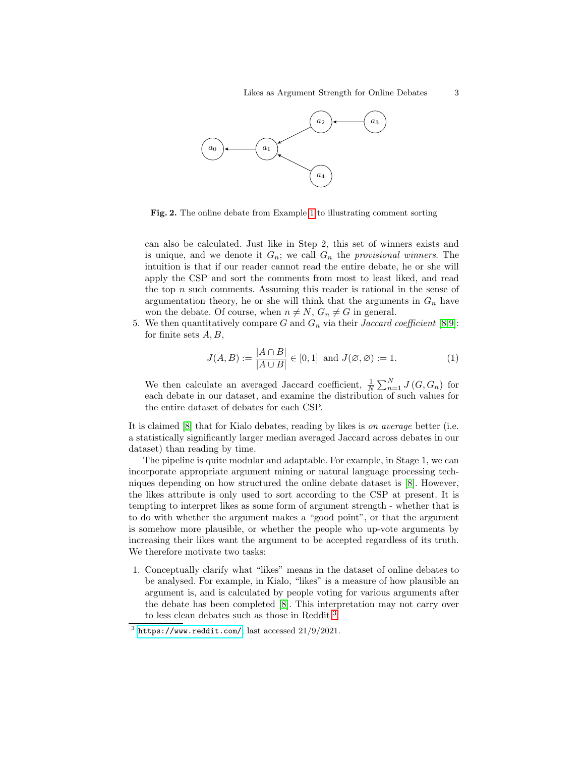**Fig. 2.** The online debate from Example 1 to illustrating comment sorting

can also be calculated. Just like in Step 2, this set of winners exists and is unique, and we denote it $G_n$; we call $G_n$ the *provisional winners*. The intuition is that if our reader cannot read the entire debate, he or she will apply the CSP and sort the comments from most to least liked, and read the top $n$ such comments. Assuming this reader is rational in the sense of argumentation theory, he or she will think that the arguments in $G_n$ have won the debate. Of course, when $n \neq N$, $G_n \neq G$ in general.

5. We then quantitatively compare $G$ and $G_n$ via their *Jaccard coefficient* [8,9]: for finite sets $A, B$,

$$J(A,B) := \frac{|A \cap B|}{|A \cup B|} \in [0,1] \text{ and } J(\varnothing, \varnothing) := 1. \tag{1}$$

We then calculate an averaged Jaccard coefficient, $\frac{1}{N}\sum_{n=1}^{N} J(G, G_n)$ for each debate in our dataset, and examine the distribution of such values for the entire dataset of debates for each CSP.

It is claimed [8] that for Kialo debates, reading by likes is *on average* better (i.e. a statistically significantly larger median averaged Jaccard across debates in our dataset) than reading by time.

The pipeline is quite modular and adaptable. For example, in Stage 1, we can incorporate appropriate argument mining or natural language processing techniques depending on how structured the online debate dataset is [8]. However, the likes attribute is only used to sort according to the CSP at present. It is tempting to interpret likes as some form of argument strength - whether that is to do with whether the argument makes a "good point", or that the argument is somehow more plausible, or whether the people who up-vote arguments by increasing their likes want the argument to be accepted regardless of its truth. We therefore motivate two tasks:

1. Conceptually clarify what "likes" means in the dataset of online debates to be analysed. For example, in Kialo, "likes" is a measure of how plausible an argument is, and is calculated by people voting for various arguments after the debate has been completed [8]. This interpretation may not carry over to less clean debates such as those in Reddit.[3]

[3] https://www.reddit.com/, last accessed 21/9/2021.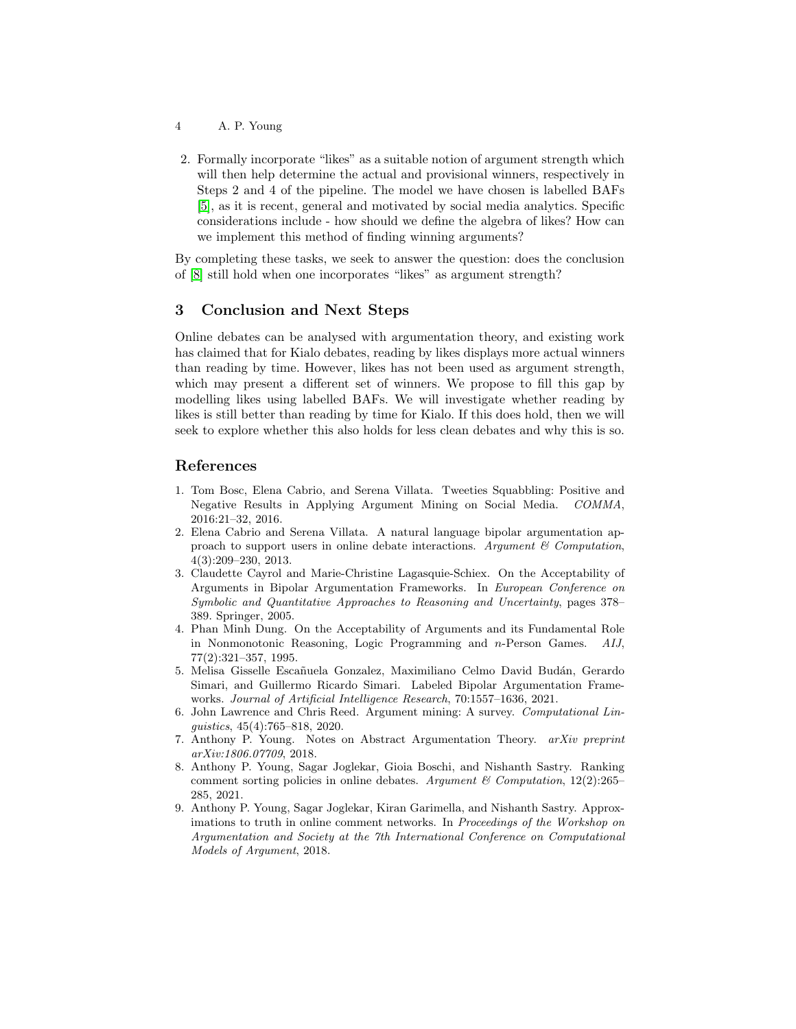2. Formally incorporate "likes" as a suitable notion of argument strength which will then help determine the actual and provisional winners, respectively in Steps 2 and 4 of the pipeline. The model we have chosen is labelled BAFs [5], as it is recent, general and motivated by social media analytics. Specific considerations include - how should we define the algebra of likes? How can we implement this method of finding winning arguments?

By completing these tasks, we seek to answer the question: does the conclusion of [8] still hold when one incorporates "likes" as argument strength?

## 3 Conclusion and Next Steps

Online debates can be analysed with argumentation theory, and existing work has claimed that for Kialo debates, reading by likes displays more actual winners than reading by time. However, likes has not been used as argument strength, which may present a different set of winners. We propose to fill this gap by modelling likes using labelled BAFs. We will investigate whether reading by likes is still better than reading by time for Kialo. If this does hold, then we will seek to explore whether this also holds for less clean debates and why this is so.

## References

1. Tom Bosc, Elena Cabrio, and Serena Villata. Tweeties Squabbling: Positive and Negative Results in Applying Argument Mining on Social Media. *COMMA*, 2016:21–32, 2016.
2. Elena Cabrio and Serena Villata. A natural language bipolar argumentation approach to support users in online debate interactions. *Argument & Computation*, 4(3):209–230, 2013.
3. Claudette Cayrol and Marie-Christine Lagasquie-Schiex. On the Acceptability of Arguments in Bipolar Argumentation Frameworks. In *European Conference on Symbolic and Quantitative Approaches to Reasoning and Uncertainty*, pages 378–389. Springer, 2005.
4. Phan Minh Dung. On the Acceptability of Arguments and its Fundamental Role in Nonmonotonic Reasoning, Logic Programming and $n$-Person Games. *AIJ*, 77(2):321–357, 1995.
5. Melisa Gisselle Escañuela Gonzalez, Maximiliano Celmo David Budán, Gerardo Simari, and Guillermo Ricardo Simari. Labeled Bipolar Argumentation Frameworks. *Journal of Artificial Intelligence Research*, 70:1557–1636, 2021.
6. John Lawrence and Chris Reed. Argument mining: A survey. *Computational Linguistics*, 45(4):765–818, 2020.
7. Anthony P. Young. Notes on Abstract Argumentation Theory. *arXiv preprint arXiv:1806.07709*, 2018.
8. Anthony P. Young, Sagar Joglekar, Gioia Boschi, and Nishanth Sastry. Ranking comment sorting policies in online debates. *Argument & Computation*, 12(2):265–285, 2021.
9. Anthony P. Young, Sagar Joglekar, Kiran Garimella, and Nishanth Sastry. Approximations to truth in online comment networks. In *Proceedings of the Workshop on Argumentation and Society at the 7th International Conference on Computational Models of Argument*, 2018.